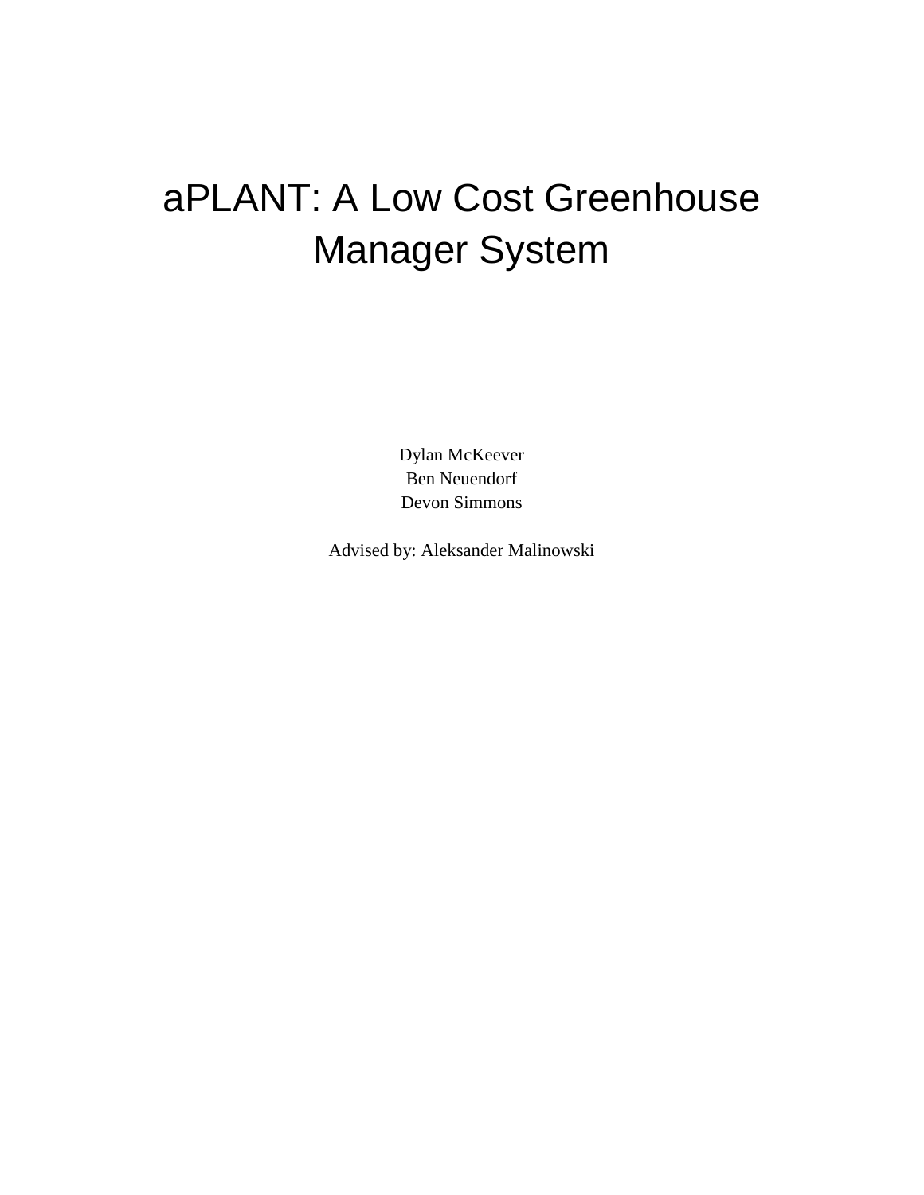# aPLANT: A Low Cost Greenhouse Manager System

Dylan McKeever  
Ben Neuendorf  
Devon Simmons

Advised by: Aleksander Malinowski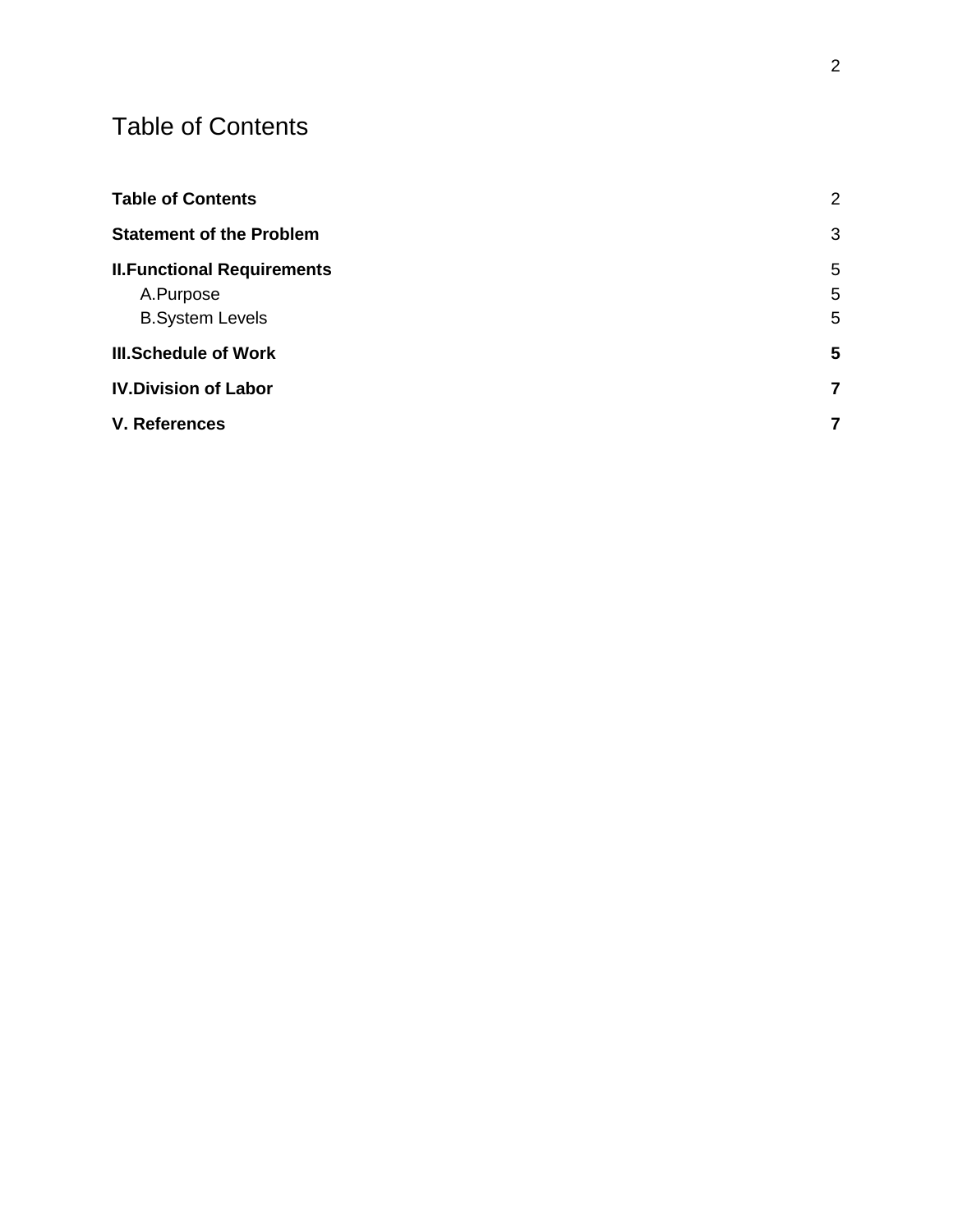# Table of Contents

**Table of Contents** 2

**Statement of the Problem** 3

**II.Functional Requirements** 5

- A.Purpose 5
- B.System Levels 5

**III.Schedule of Work** **5**

**IV.Division of Labor** **7**

**V. References** **7**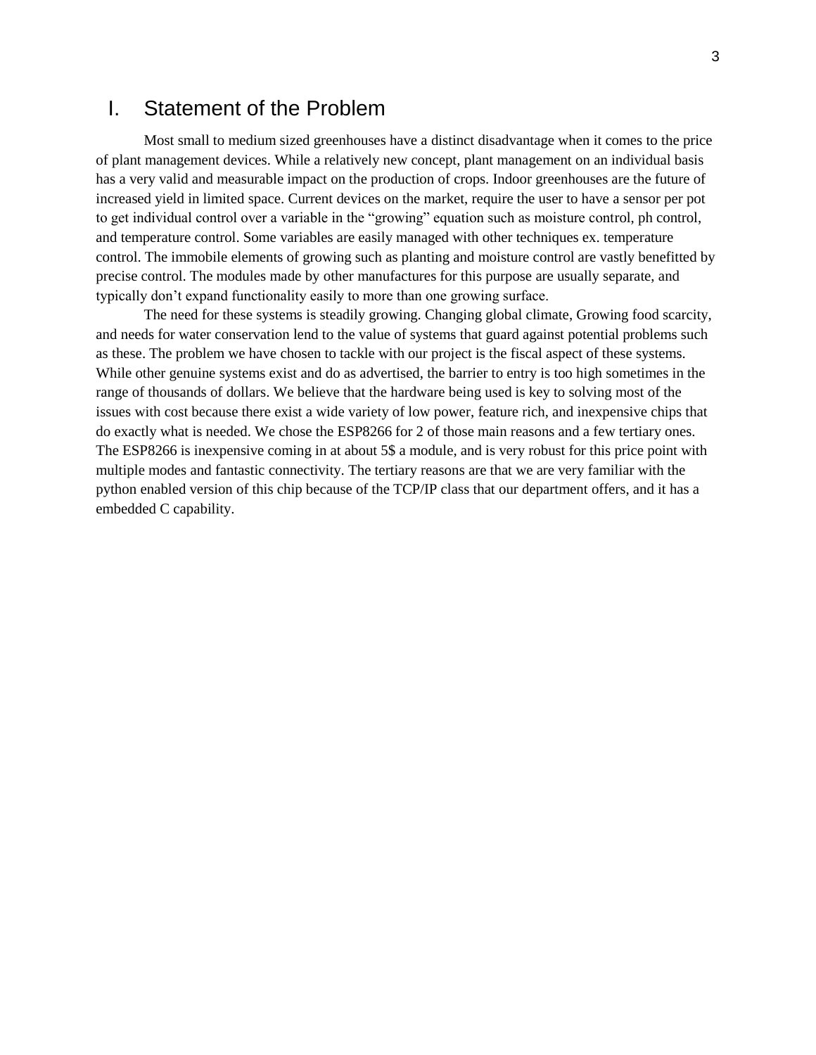# I. Statement of the Problem

Most small to medium sized greenhouses have a distinct disadvantage when it comes to the price of plant management devices. While a relatively new concept, plant management on an individual basis has a very valid and measurable impact on the production of crops. Indoor greenhouses are the future of increased yield in limited space. Current devices on the market, require the user to have a sensor per pot to get individual control over a variable in the "growing" equation such as moisture control, ph control, and temperature control. Some variables are easily managed with other techniques ex. temperature control. The immobile elements of growing such as planting and moisture control are vastly benefitted by precise control. The modules made by other manufactures for this purpose are usually separate, and typically don't expand functionality easily to more than one growing surface.

The need for these systems is steadily growing. Changing global climate, Growing food scarcity, and needs for water conservation lend to the value of systems that guard against potential problems such as these. The problem we have chosen to tackle with our project is the fiscal aspect of these systems. While other genuine systems exist and do as advertised, the barrier to entry is too high sometimes in the range of thousands of dollars. We believe that the hardware being used is key to solving most of the issues with cost because there exist a wide variety of low power, feature rich, and inexpensive chips that do exactly what is needed. We chose the ESP8266 for 2 of those main reasons and a few tertiary ones. The ESP8266 is inexpensive coming in at about 5$ a module, and is very robust for this price point with multiple modes and fantastic connectivity. The tertiary reasons are that we are very familiar with the python enabled version of this chip because of the TCP/IP class that our department offers, and it has a embedded C capability.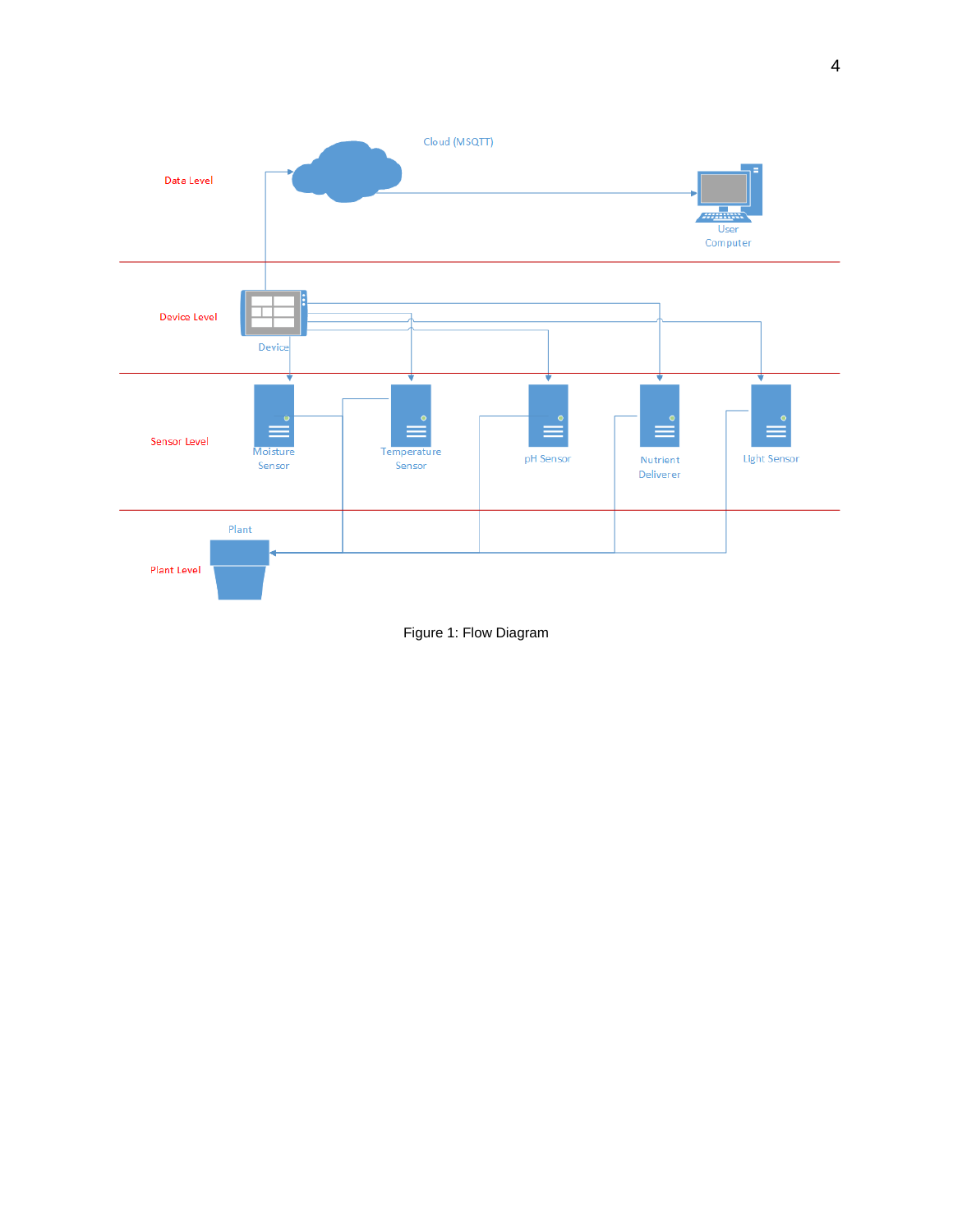Figure 1: Flow Diagram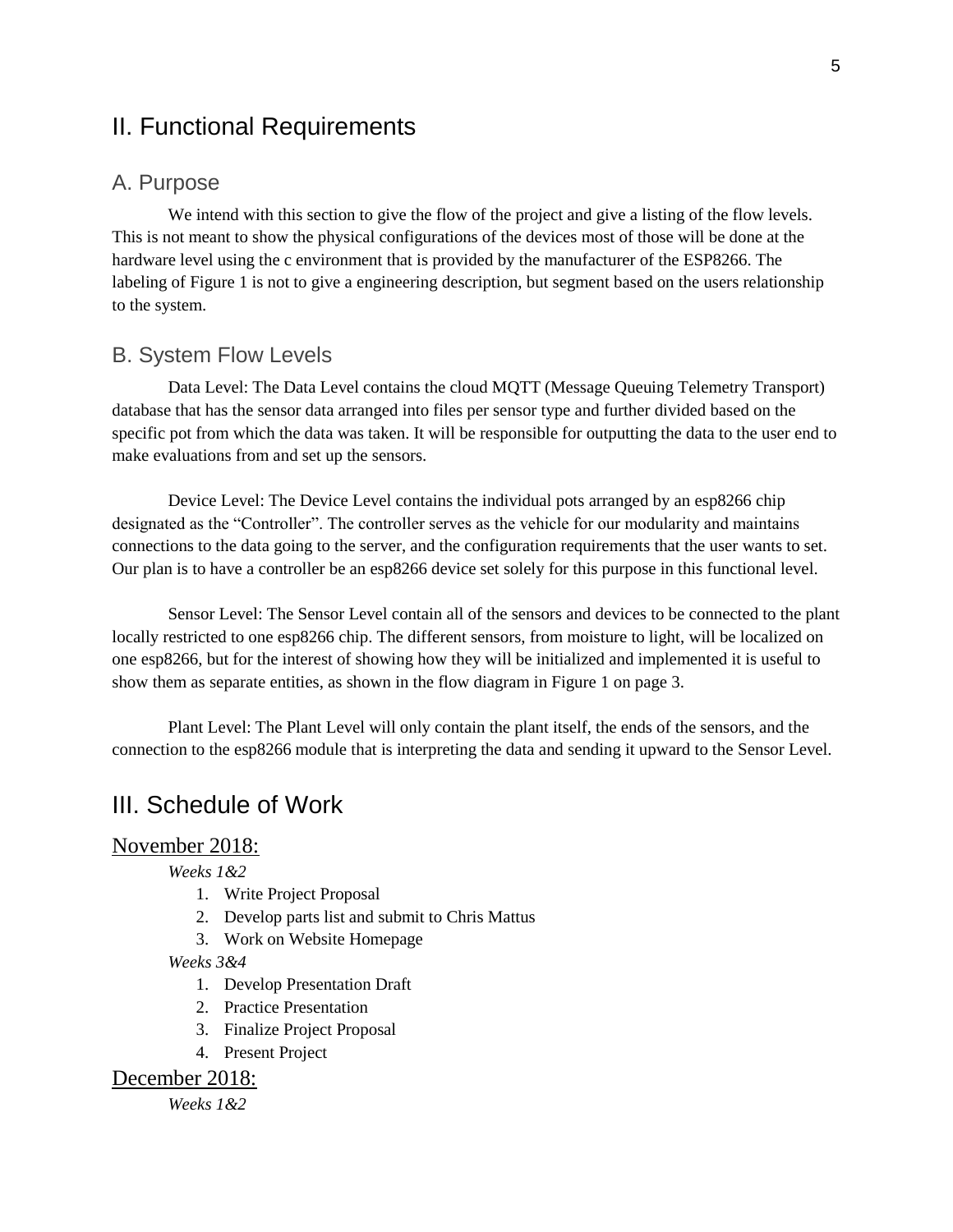# II. Functional Requirements

## A. Purpose

We intend with this section to give the flow of the project and give a listing of the flow levels. This is not meant to show the physical configurations of the devices most of those will be done at the hardware level using the c environment that is provided by the manufacturer of the ESP8266. The labeling of Figure 1 is not to give a engineering description, but segment based on the users relationship to the system.

## B. System Flow Levels

Data Level: The Data Level contains the cloud MQTT (Message Queuing Telemetry Transport) database that has the sensor data arranged into files per sensor type and further divided based on the specific pot from which the data was taken. It will be responsible for outputting the data to the user end to make evaluations from and set up the sensors.

Device Level: The Device Level contains the individual pots arranged by an esp8266 chip designated as the "Controller". The controller serves as the vehicle for our modularity and maintains connections to the data going to the server, and the configuration requirements that the user wants to set. Our plan is to have a controller be an esp8266 device set solely for this purpose in this functional level.

Sensor Level: The Sensor Level contain all of the sensors and devices to be connected to the plant locally restricted to one esp8266 chip. The different sensors, from moisture to light, will be localized on one esp8266, but for the interest of showing how they will be initialized and implemented it is useful to show them as separate entities, as shown in the flow diagram in Figure 1 on page 3.

Plant Level: The Plant Level will only contain the plant itself, the ends of the sensors, and the connection to the esp8266 module that is interpreting the data and sending it upward to the Sensor Level.

# III. Schedule of Work

## November 2018:

*Weeks 1&2*

1. Write Project Proposal
2. Develop parts list and submit to Chris Mattus
3. Work on Website Homepage

*Weeks 3&4*

1. Develop Presentation Draft
2. Practice Presentation
3. Finalize Project Proposal
4. Present Project

## December 2018:

*Weeks 1&2*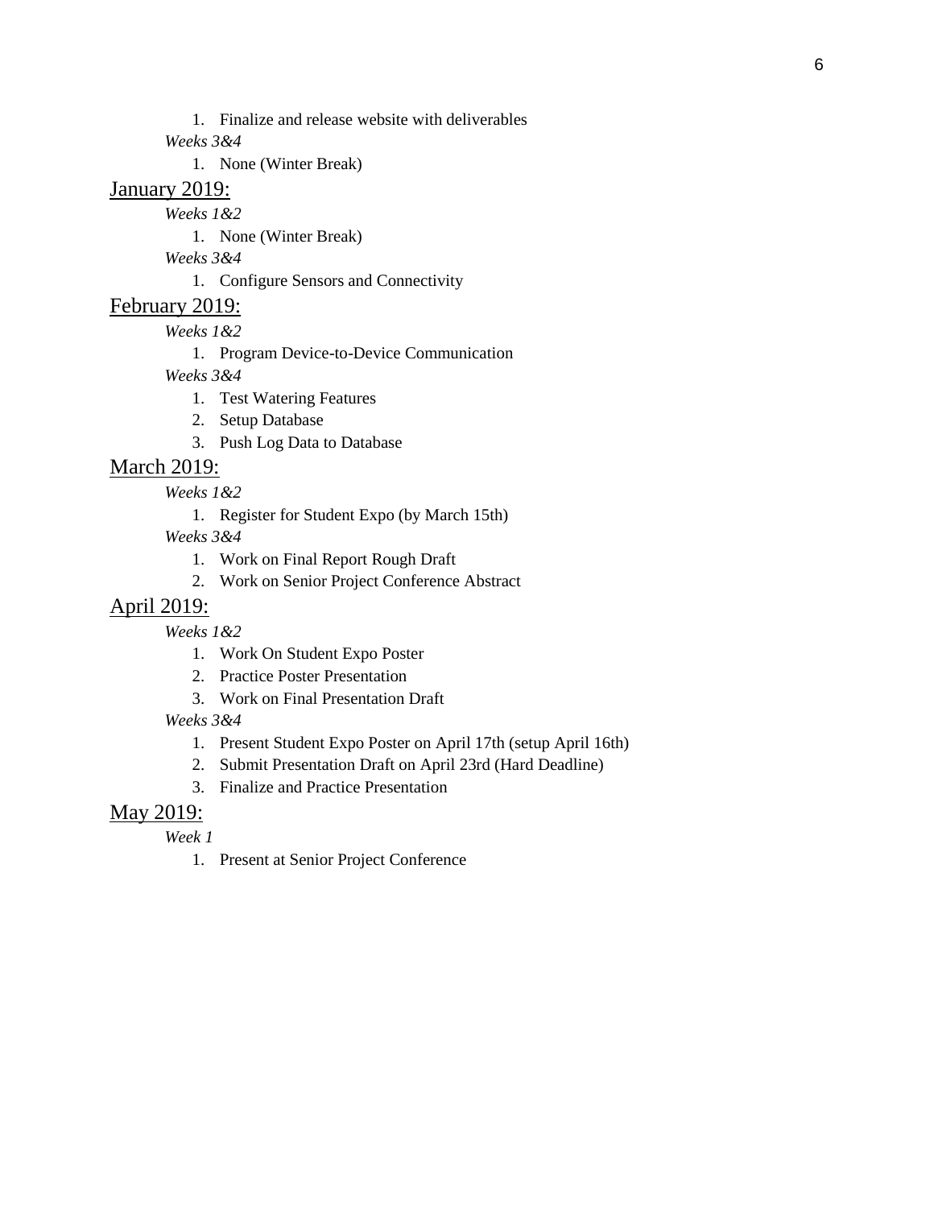1. Finalize and release website with deliverables

*Weeks 3&4*

1. None (Winter Break)

## January 2019:

*Weeks 1&2*

1. None (Winter Break)

*Weeks 3&4*

1. Configure Sensors and Connectivity

## February 2019:

*Weeks 1&2*

1. Program Device-to-Device Communication

*Weeks 3&4*

1. Test Watering Features
2. Setup Database
3. Push Log Data to Database

## March 2019:

*Weeks 1&2*

1. Register for Student Expo (by March 15th)

*Weeks 3&4*

1. Work on Final Report Rough Draft
2. Work on Senior Project Conference Abstract

## April 2019:

*Weeks 1&2*

1. Work On Student Expo Poster
2. Practice Poster Presentation
3. Work on Final Presentation Draft

*Weeks 3&4*

1. Present Student Expo Poster on April 17th (setup April 16th)
2. Submit Presentation Draft on April 23rd (Hard Deadline)
3. Finalize and Practice Presentation

## May 2019:

*Week 1*

1. Present at Senior Project Conference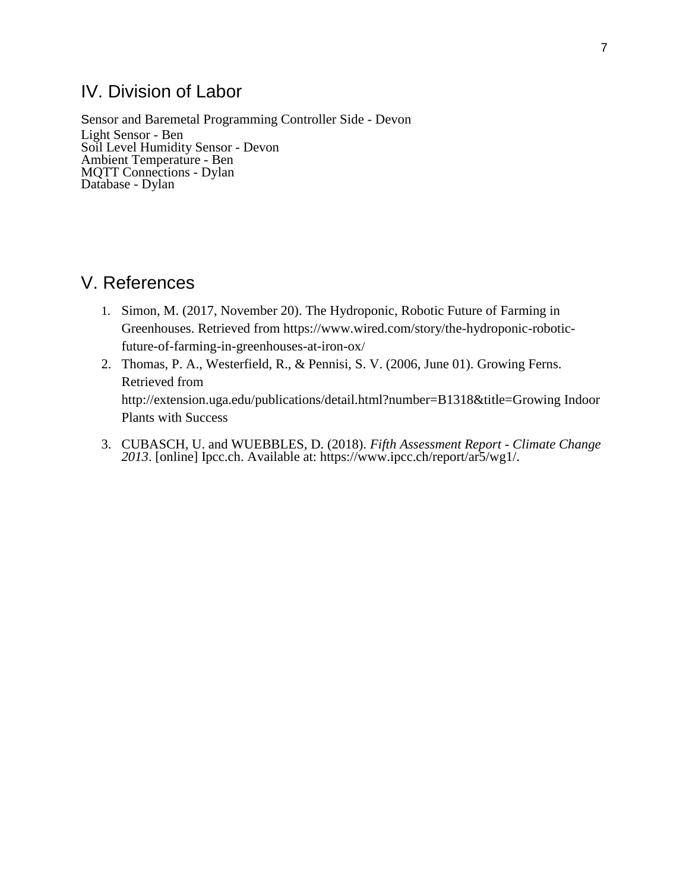## IV. Division of Labor

Sensor and Baremetal Programming Controller Side - Devon
Light Sensor - Ben
Soil Level Humidity Sensor - Devon
Ambient Temperature - Ben
MQTT Connections - Dylan
Database - Dylan

## V. References

1. Simon, M. (2017, November 20). The Hydroponic, Robotic Future of Farming in Greenhouses. Retrieved from https://www.wired.com/story/the-hydroponic-robotic-future-of-farming-in-greenhouses-at-iron-ox/
2. Thomas, P. A., Westerfield, R., & Pennisi, S. V. (2006, June 01). Growing Ferns. Retrieved from http://extension.uga.edu/publications/detail.html?number=B1318&title=Growing Indoor Plants with Success
3. CUBASCH, U. and WUEBBLES, D. (2018). *Fifth Assessment Report - Climate Change 2013*. [online] Ipcc.ch. Available at: https://www.ipcc.ch/report/ar5/wg1/.